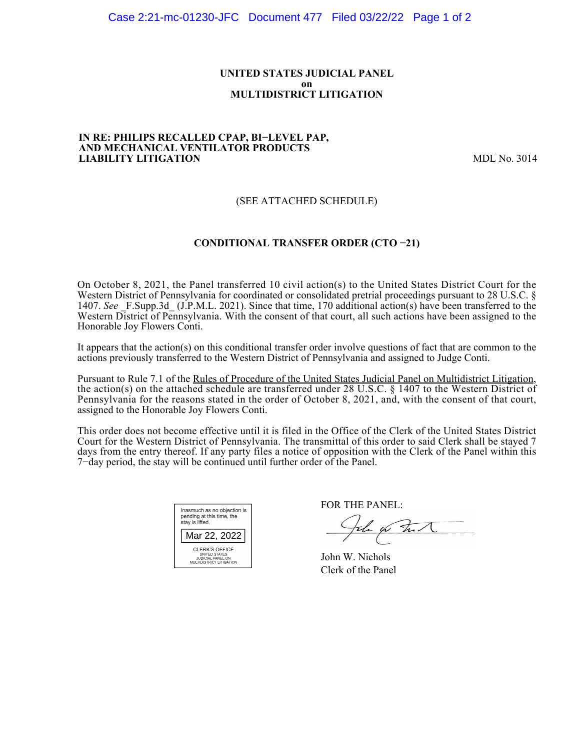**UNITED STATES JUDICIAL PANEL**
**on**
**MULTIDISTRICT LITIGATION**

**IN RE: PHILIPS RECALLED CPAP, BI−LEVEL PAP, AND MECHANICAL VENTILATOR PRODUCTS LIABILITY LITIGATION** MDL No. 3014

(SEE ATTACHED SCHEDULE)

**CONDITIONAL TRANSFER ORDER (CTO −21)**

On October 8, 2021, the Panel transferred 10 civil action(s) to the United States District Court for the Western District of Pennsylvania for coordinated or consolidated pretrial proceedings pursuant to 28 U.S.C. § 1407. *See* _F.Supp.3d_ (J.P.M.L. 2021). Since that time, 170 additional action(s) have been transferred to the Western District of Pennsylvania. With the consent of that court, all such actions have been assigned to the Honorable Joy Flowers Conti.

It appears that the action(s) on this conditional transfer order involve questions of fact that are common to the actions previously transferred to the Western District of Pennsylvania and assigned to Judge Conti.

Pursuant to Rule 7.1 of the Rules of Procedure of the United States Judicial Panel on Multidistrict Litigation, the action(s) on the attached schedule are transferred under 28 U.S.C. § 1407 to the Western District of Pennsylvania for the reasons stated in the order of October 8, 2021, and, with the consent of that court, assigned to the Honorable Joy Flowers Conti.

This order does not become effective until it is filed in the Office of the Clerk of the United States District Court for the Western District of Pennsylvania. The transmittal of this order to said Clerk shall be stayed 7 days from the entry thereof. If any party files a notice of opposition with the Clerk of the Panel within this 7−day period, the stay will be continued until further order of the Panel.

Inasmuch as no objection is pending at this time, the stay is lifted.

Mar 22, 2022

CLERK'S OFFICE
UNITED STATES
JUDICIAL PANEL ON
MULTIDISTRICT LITIGATION

FOR THE PANEL:

John W. Nichols
Clerk of the Panel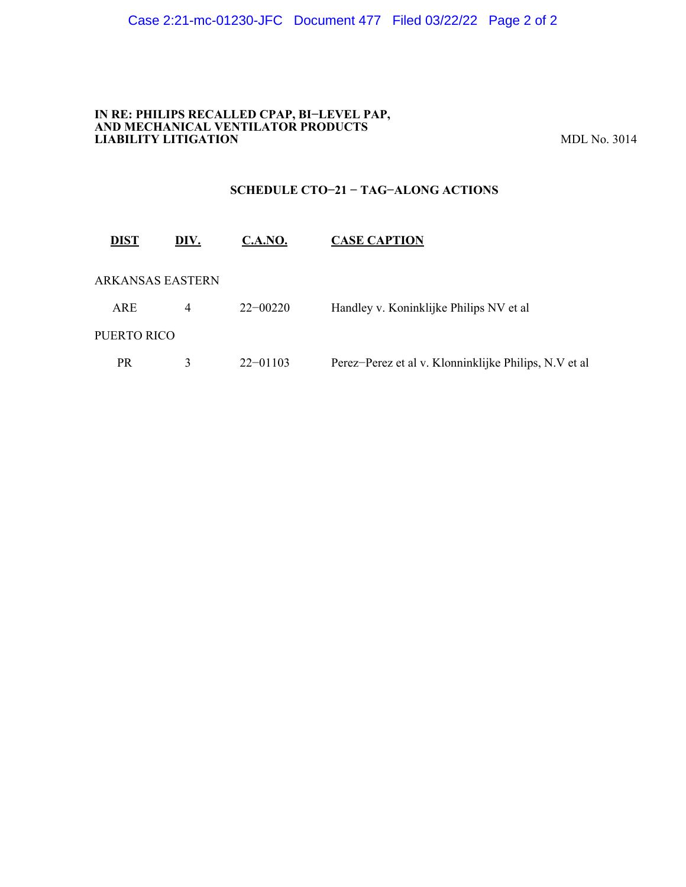**IN RE: PHILIPS RECALLED CPAP, BI−LEVEL PAP, AND MECHANICAL VENTILATOR PRODUCTS LIABILITY LITIGATION**

MDL No. 3014

## SCHEDULE CTO−21 − TAG−ALONG ACTIONS

| DIST | DIV. | C.A.NO. | CASE CAPTION |
|---|---|---|---|
| ARKANSAS EASTERN | | | |
| ARE | 4 | 22−00220 | Handley v. Koninklijke Philips NV et al |
| PUERTO RICO | | | |
| PR | 3 | 22−01103 | Perez−Perez et al v. Klonninklijke Philips, N.V et al |